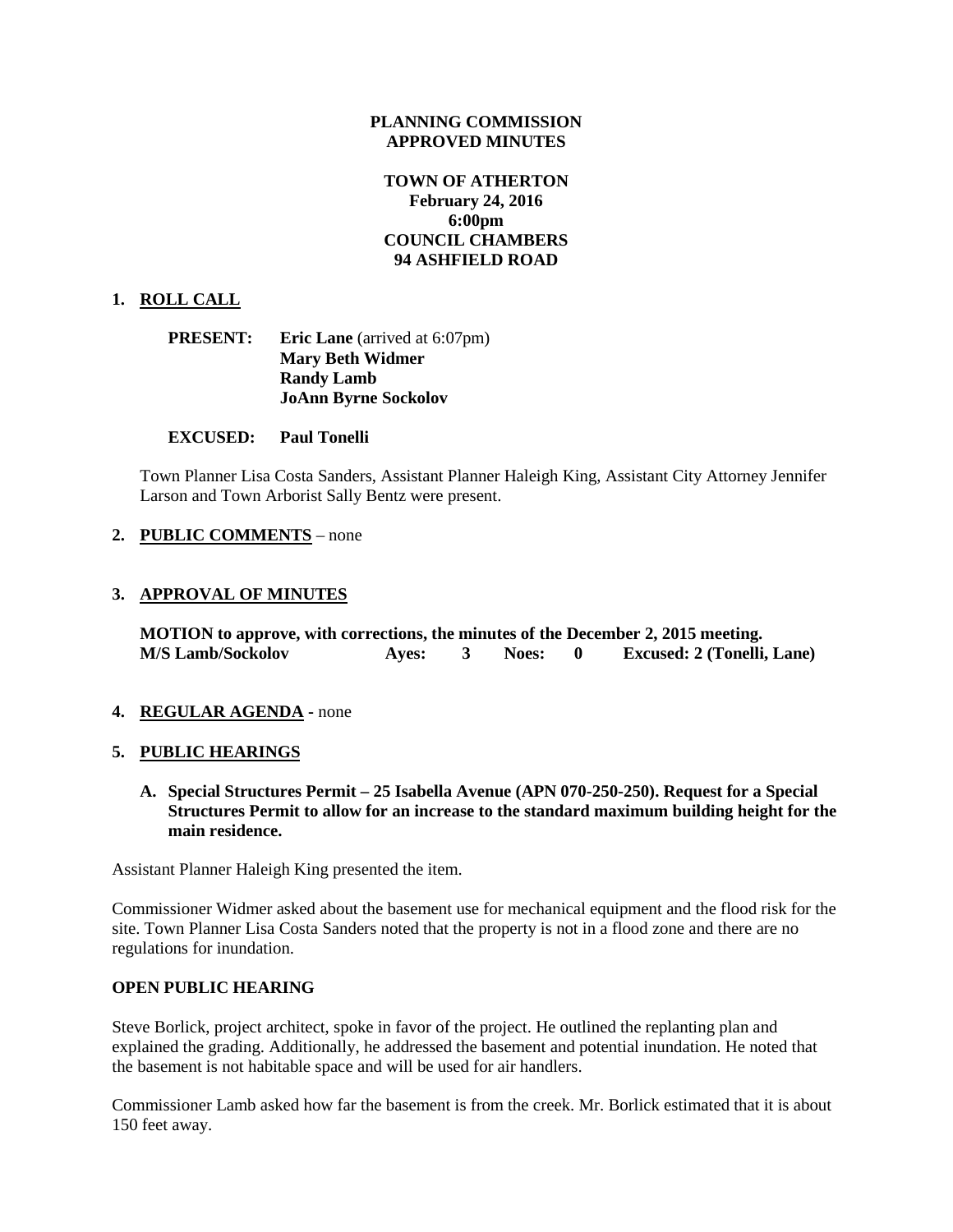**PLANNING COMMISSION**
**APPROVED MINUTES**

**TOWN OF ATHERTON**
**February 24, 2016**
**6:00pm**
**COUNCIL CHAMBERS**
**94 ASHFIELD ROAD**

## 1. ROLL CALL

**PRESENT:** **Eric Lane** (arrived at 6:07pm)
**Mary Beth Widmer**
**Randy Lamb**
**JoAnn Byrne Sockolov**

**EXCUSED:** **Paul Tonelli**

Town Planner Lisa Costa Sanders, Assistant Planner Haleigh King, Assistant City Attorney Jennifer Larson and Town Arborist Sally Bentz were present.

## 2. PUBLIC COMMENTS – none

## 3. APPROVAL OF MINUTES

**MOTION to approve, with corrections, the minutes of the December 2, 2015 meeting.**
**M/S Lamb/Sockolov Ayes: 3 Noes: 0 Excused: 2 (Tonelli, Lane)**

## 4. REGULAR AGENDA - none

## 5. PUBLIC HEARINGS

**A. Special Structures Permit – 25 Isabella Avenue (APN 070-250-250). Request for a Special Structures Permit to allow for an increase to the standard maximum building height for the main residence.**

Assistant Planner Haleigh King presented the item.

Commissioner Widmer asked about the basement use for mechanical equipment and the flood risk for the site. Town Planner Lisa Costa Sanders noted that the property is not in a flood zone and there are no regulations for inundation.

**OPEN PUBLIC HEARING**

Steve Borlick, project architect, spoke in favor of the project. He outlined the replanting plan and explained the grading. Additionally, he addressed the basement and potential inundation. He noted that the basement is not habitable space and will be used for air handlers.

Commissioner Lamb asked how far the basement is from the creek. Mr. Borlick estimated that it is about 150 feet away.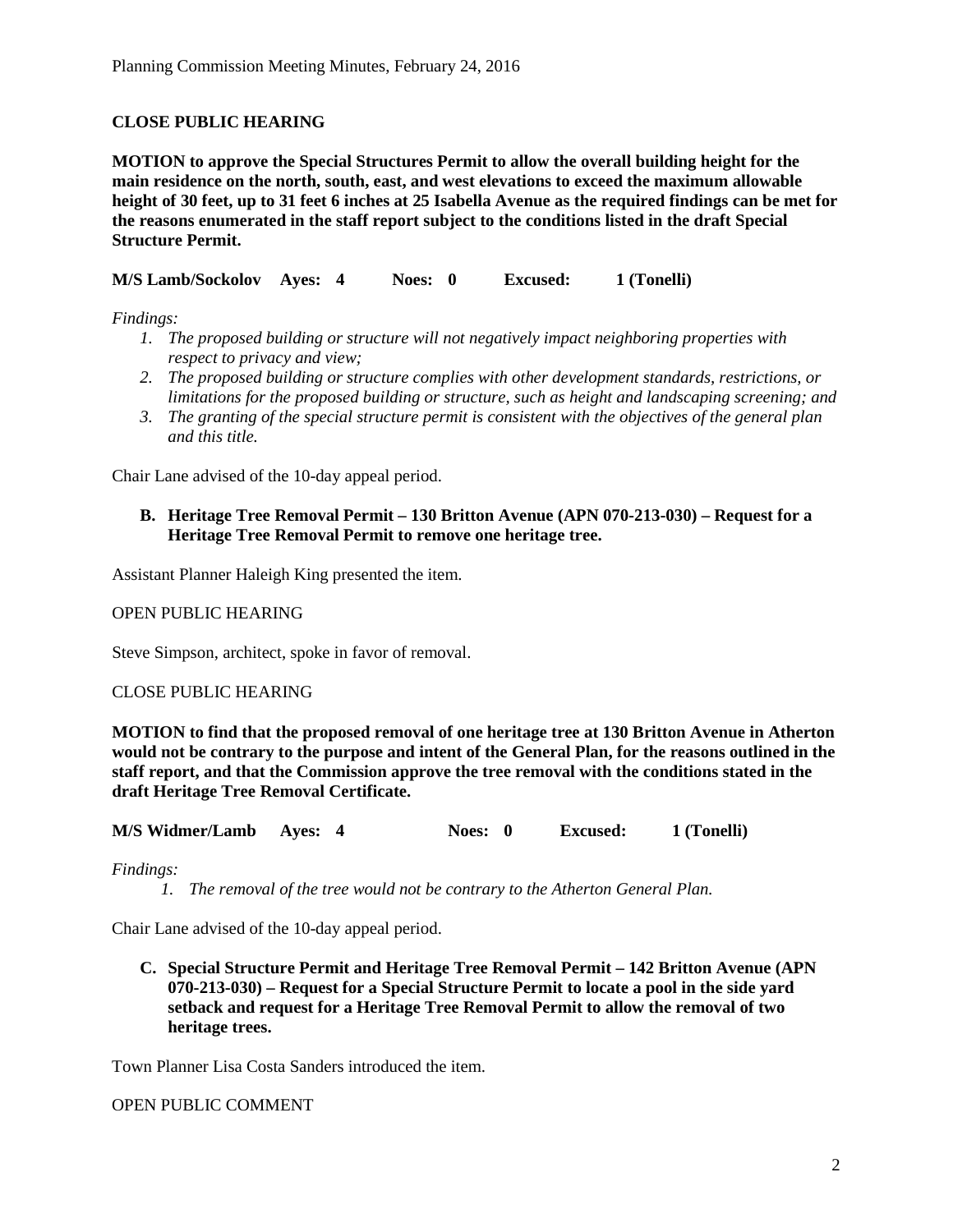**CLOSE PUBLIC HEARING**

**MOTION to approve the Special Structures Permit to allow the overall building height for the main residence on the north, south, east, and west elevations to exceed the maximum allowable height of 30 feet, up to 31 feet 6 inches at 25 Isabella Avenue as the required findings can be met for the reasons enumerated in the staff report subject to the conditions listed in the draft Special Structure Permit.**

**M/S Lamb/Sockolov Ayes: 4 Noes: 0 Excused: 1 (Tonelli)**

*Findings:*

1. *The proposed building or structure will not negatively impact neighboring properties with respect to privacy and view;*
2. *The proposed building or structure complies with other development standards, restrictions, or limitations for the proposed building or structure, such as height and landscaping screening; and*
3. *The granting of the special structure permit is consistent with the objectives of the general plan and this title.*

Chair Lane advised of the 10-day appeal period.

**B. Heritage Tree Removal Permit – 130 Britton Avenue (APN 070-213-030) – Request for a Heritage Tree Removal Permit to remove one heritage tree.**

Assistant Planner Haleigh King presented the item.

OPEN PUBLIC HEARING

Steve Simpson, architect, spoke in favor of removal.

CLOSE PUBLIC HEARING

**MOTION to find that the proposed removal of one heritage tree at 130 Britton Avenue in Atherton would not be contrary to the purpose and intent of the General Plan, for the reasons outlined in the staff report, and that the Commission approve the tree removal with the conditions stated in the draft Heritage Tree Removal Certificate.**

**M/S Widmer/Lamb Ayes: 4 Noes: 0 Excused: 1 (Tonelli)**

*Findings:*

1. *The removal of the tree would not be contrary to the Atherton General Plan.*

Chair Lane advised of the 10-day appeal period.

**C. Special Structure Permit and Heritage Tree Removal Permit – 142 Britton Avenue (APN 070-213-030) – Request for a Special Structure Permit to locate a pool in the side yard setback and request for a Heritage Tree Removal Permit to allow the removal of two heritage trees.**

Town Planner Lisa Costa Sanders introduced the item.

OPEN PUBLIC COMMENT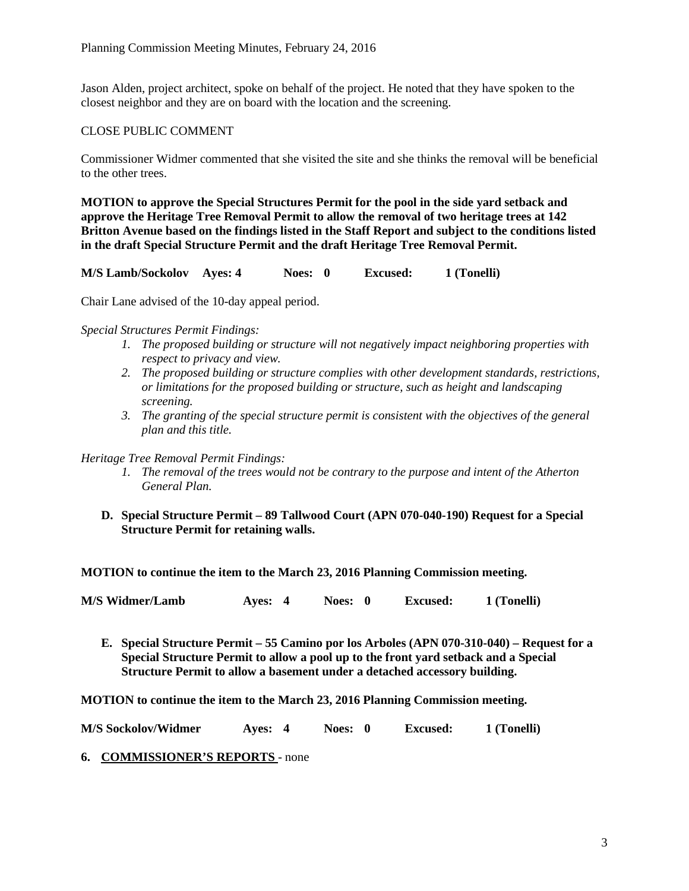Jason Alden, project architect, spoke on behalf of the project. He noted that they have spoken to the closest neighbor and they are on board with the location and the screening.

CLOSE PUBLIC COMMENT

Commissioner Widmer commented that she visited the site and she thinks the removal will be beneficial to the other trees.

**MOTION to approve the Special Structures Permit for the pool in the side yard setback and approve the Heritage Tree Removal Permit to allow the removal of two heritage trees at 142 Britton Avenue based on the findings listed in the Staff Report and subject to the conditions listed in the draft Special Structure Permit and the draft Heritage Tree Removal Permit.**

**M/S Lamb/Sockolov Ayes: 4 Noes: 0 Excused: 1 (Tonelli)**

Chair Lane advised of the 10-day appeal period.

*Special Structures Permit Findings:*

1. *The proposed building or structure will not negatively impact neighboring properties with respect to privacy and view.*
2. *The proposed building or structure complies with other development standards, restrictions, or limitations for the proposed building or structure, such as height and landscaping screening.*
3. *The granting of the special structure permit is consistent with the objectives of the general plan and this title.*

*Heritage Tree Removal Permit Findings:*

1. *The removal of the trees would not be contrary to the purpose and intent of the Atherton General Plan.*

**D. Special Structure Permit – 89 Tallwood Court (APN 070-040-190) Request for a Special Structure Permit for retaining walls.**

**MOTION to continue the item to the March 23, 2016 Planning Commission meeting.**

**M/S Widmer/Lamb Ayes: 4 Noes: 0 Excused: 1 (Tonelli)**

**E. Special Structure Permit – 55 Camino por los Arboles (APN 070-310-040) – Request for a Special Structure Permit to allow a pool up to the front yard setback and a Special Structure Permit to allow a basement under a detached accessory building.**

**MOTION to continue the item to the March 23, 2016 Planning Commission meeting.**

**M/S Sockolov/Widmer Ayes: 4 Noes: 0 Excused: 1 (Tonelli)**

**6. COMMISSIONER'S REPORTS** - none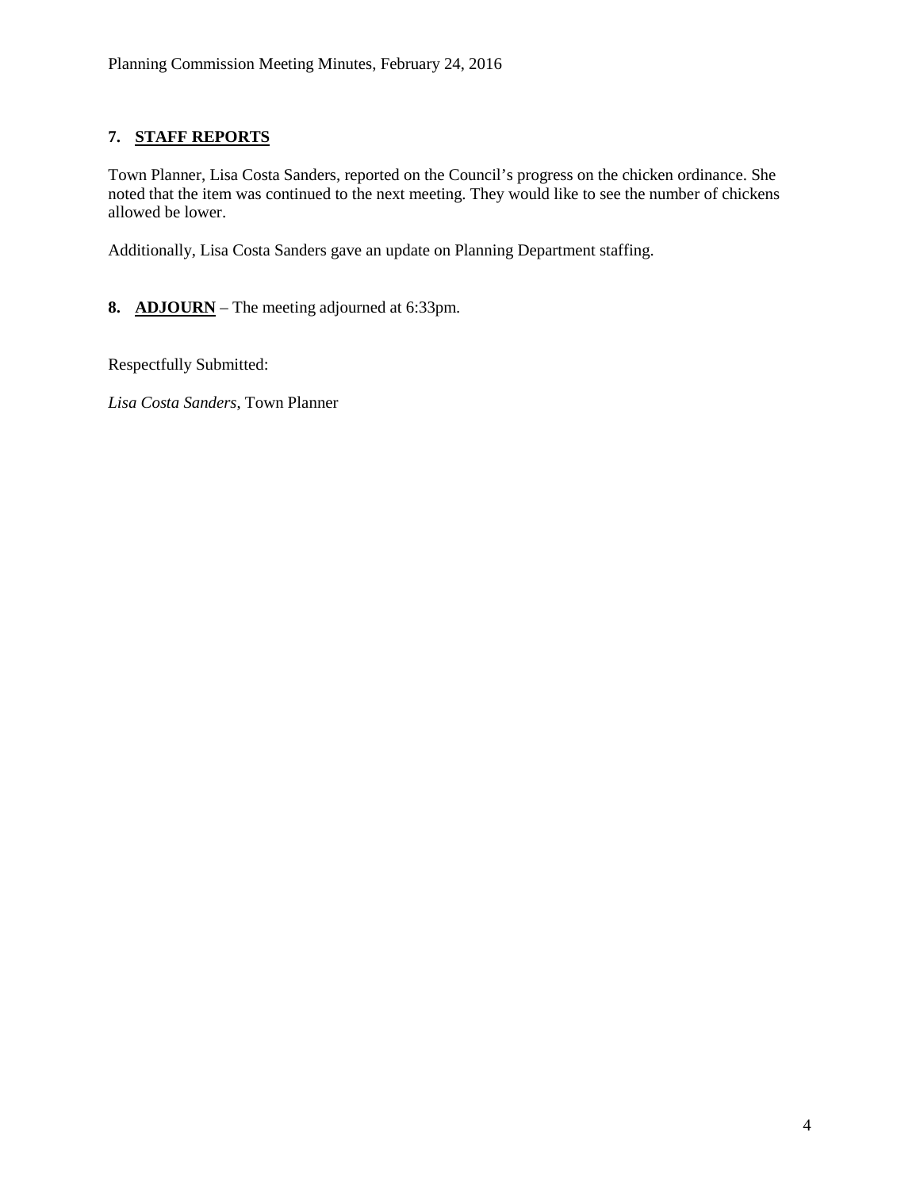## 7. STAFF REPORTS

Town Planner, Lisa Costa Sanders, reported on the Council's progress on the chicken ordinance. She noted that the item was continued to the next meeting. They would like to see the number of chickens allowed be lower.

Additionally, Lisa Costa Sanders gave an update on Planning Department staffing.

## 8. ADJOURN – The meeting adjourned at 6:33pm.

Respectfully Submitted:

*Lisa Costa Sanders*, Town Planner